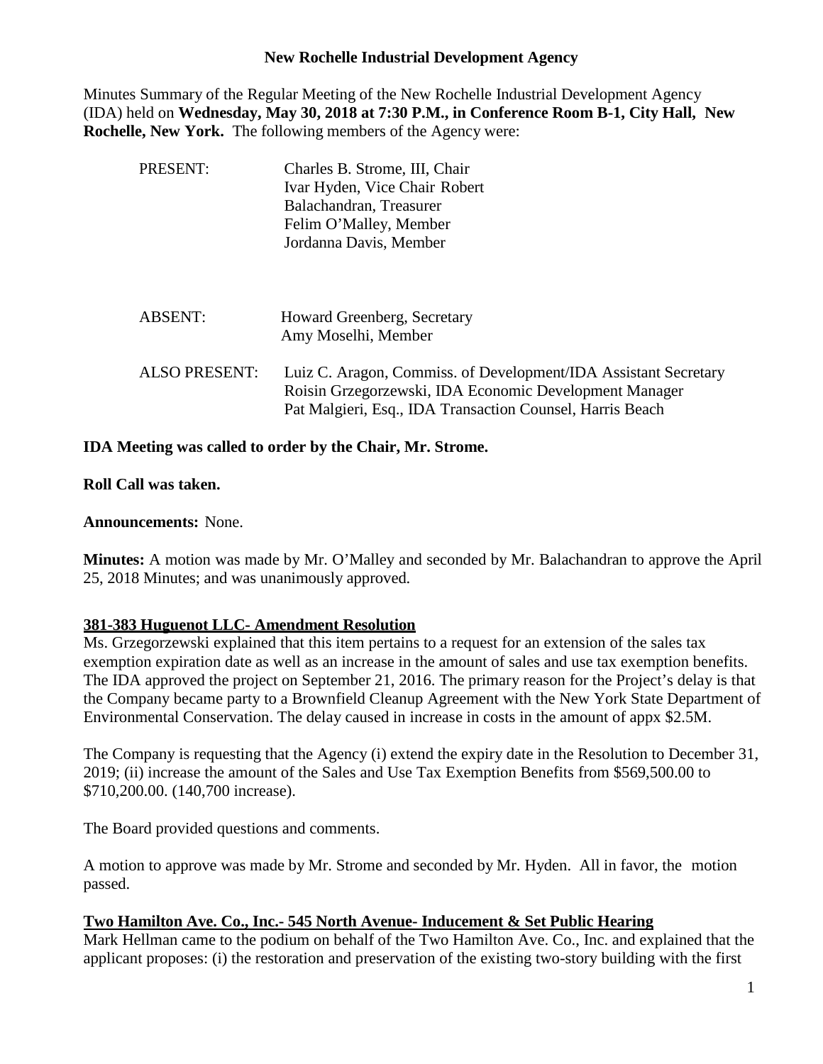**New Rochelle Industrial Development Agency**

Minutes Summary of the Regular Meeting of the New Rochelle Industrial Development Agency (IDA) held on **Wednesday, May 30, 2018 at 7:30 P.M., in Conference Room B-1, City Hall, New Rochelle, New York.** The following members of the Agency were:

PRESENT:
Charles B. Strome, III, Chair
Ivar Hyden, Vice Chair Robert
Balachandran, Treasurer
Felim O'Malley, Member
Jordanna Davis, Member

ABSENT:
Howard Greenberg, Secretary
Amy Moselhi, Member

ALSO PRESENT:
Luiz C. Aragon, Commiss. of Development/IDA Assistant Secretary
Roisin Grzegorzewski, IDA Economic Development Manager
Pat Malgieri, Esq., IDA Transaction Counsel, Harris Beach

**IDA Meeting was called to order by the Chair, Mr. Strome.**

**Roll Call was taken.**

**Announcements:** None.

**Minutes:** A motion was made by Mr. O'Malley and seconded by Mr. Balachandran to approve the April 25, 2018 Minutes; and was unanimously approved.

**381-383 Huguenot LLC- Amendment Resolution**

Ms. Grzegorzewski explained that this item pertains to a request for an extension of the sales tax exemption expiration date as well as an increase in the amount of sales and use tax exemption benefits. The IDA approved the project on September 21, 2016. The primary reason for the Project's delay is that the Company became party to a Brownfield Cleanup Agreement with the New York State Department of Environmental Conservation. The delay caused in increase in costs in the amount of appx $2.5M.

The Company is requesting that the Agency (i) extend the expiry date in the Resolution to December 31, 2019; (ii) increase the amount of the Sales and Use Tax Exemption Benefits from $569,500.00 to $710,200.00. (140,700 increase).

The Board provided questions and comments.

A motion to approve was made by Mr. Strome and seconded by Mr. Hyden. All in favor, the motion passed.

**Two Hamilton Ave. Co., Inc.- 545 North Avenue- Inducement & Set Public Hearing**

Mark Hellman came to the podium on behalf of the Two Hamilton Ave. Co., Inc. and explained that the applicant proposes: (i) the restoration and preservation of the existing two-story building with the first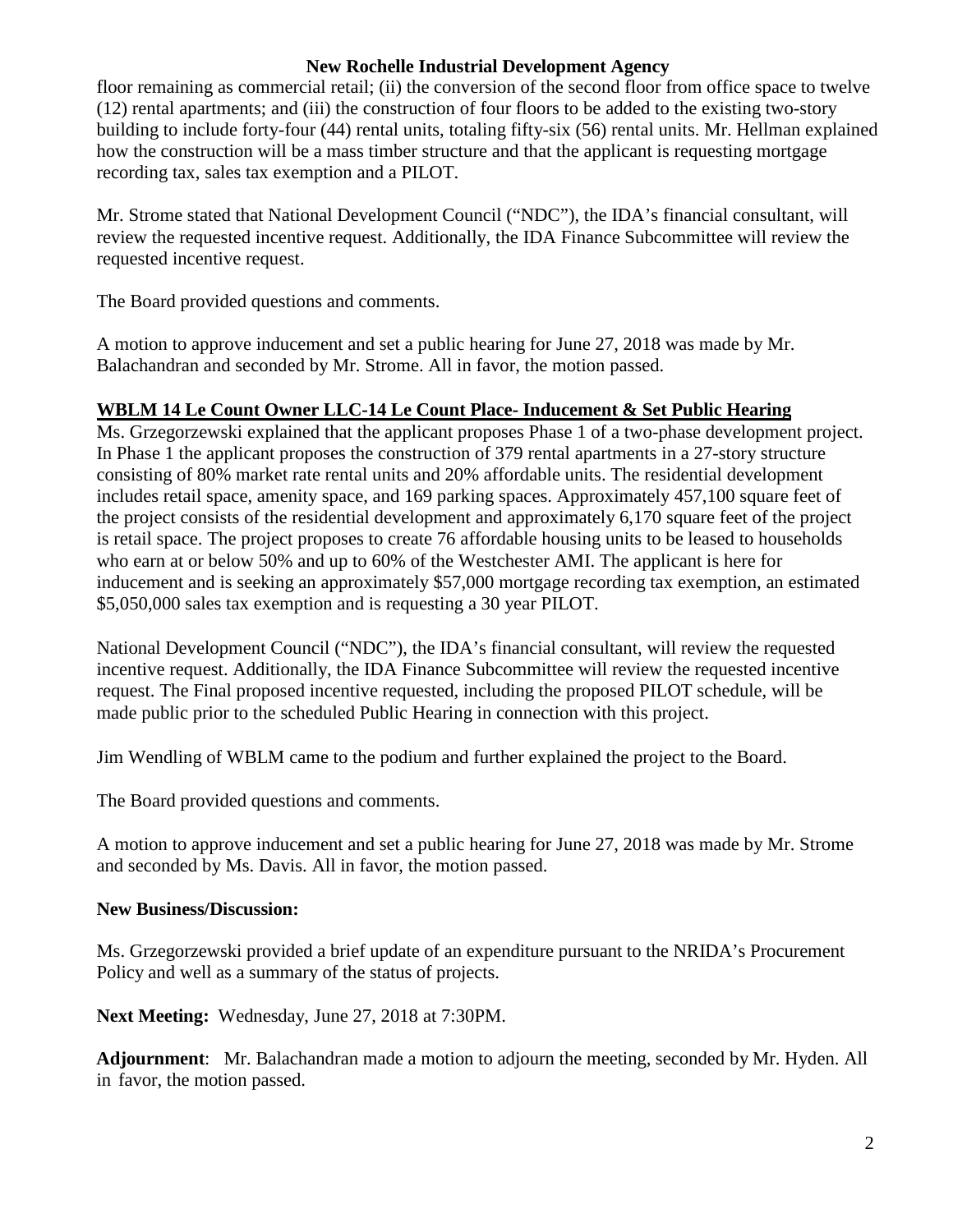floor remaining as commercial retail; (ii) the conversion of the second floor from office space to twelve (12) rental apartments; and (iii) the construction of four floors to be added to the existing two-story building to include forty-four (44) rental units, totaling fifty-six (56) rental units. Mr. Hellman explained how the construction will be a mass timber structure and that the applicant is requesting mortgage recording tax, sales tax exemption and a PILOT.

Mr. Strome stated that National Development Council ("NDC"), the IDA's financial consultant, will review the requested incentive request. Additionally, the IDA Finance Subcommittee will review the requested incentive request.

The Board provided questions and comments.

A motion to approve inducement and set a public hearing for June 27, 2018 was made by Mr. Balachandran and seconded by Mr. Strome. All in favor, the motion passed.

**WBLM 14 Le Count Owner LLC-14 Le Count Place- Inducement & Set Public Hearing**

Ms. Grzegorzewski explained that the applicant proposes Phase 1 of a two-phase development project. In Phase 1 the applicant proposes the construction of 379 rental apartments in a 27-story structure consisting of 80% market rate rental units and 20% affordable units. The residential development includes retail space, amenity space, and 169 parking spaces. Approximately 457,100 square feet of the project consists of the residential development and approximately 6,170 square feet of the project is retail space. The project proposes to create 76 affordable housing units to be leased to households who earn at or below 50% and up to 60% of the Westchester AMI. The applicant is here for inducement and is seeking an approximately $57,000 mortgage recording tax exemption, an estimated $5,050,000 sales tax exemption and is requesting a 30 year PILOT.

National Development Council ("NDC"), the IDA's financial consultant, will review the requested incentive request. Additionally, the IDA Finance Subcommittee will review the requested incentive request. The Final proposed incentive requested, including the proposed PILOT schedule, will be made public prior to the scheduled Public Hearing in connection with this project.

Jim Wendling of WBLM came to the podium and further explained the project to the Board.

The Board provided questions and comments.

A motion to approve inducement and set a public hearing for June 27, 2018 was made by Mr. Strome and seconded by Ms. Davis. All in favor, the motion passed.

**New Business/Discussion:**

Ms. Grzegorzewski provided a brief update of an expenditure pursuant to the NRIDA's Procurement Policy and well as a summary of the status of projects.

**Next Meeting:** Wednesday, June 27, 2018 at 7:30PM.

**Adjournment**: Mr. Balachandran made a motion to adjourn the meeting, seconded by Mr. Hyden. All in favor, the motion passed.